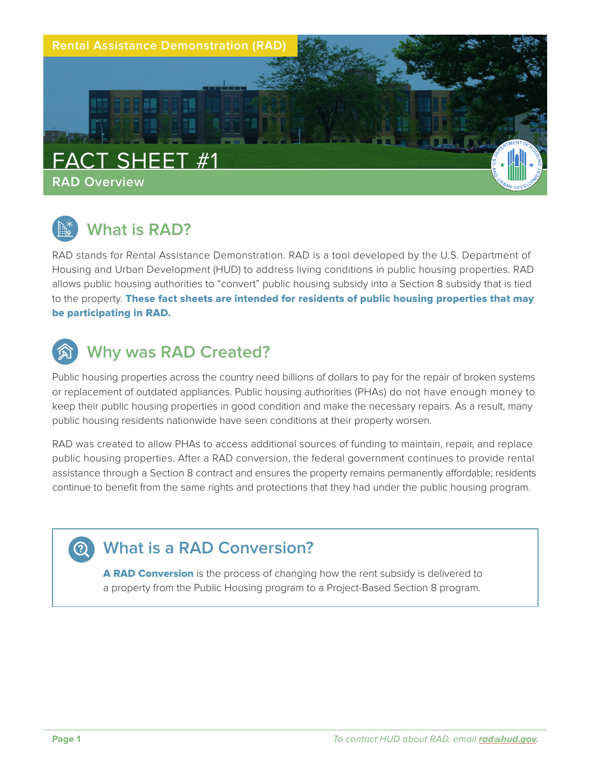Rental Assistance Demonstration (RAD)

# FACT SHEET #1

## RAD Overview

## What is RAD?

RAD stands for Rental Assistance Demonstration. RAD is a tool developed by the U.S. Department of Housing and Urban Development (HUD) to address living conditions in public housing properties. RAD allows public housing authorities to "convert" public housing subsidy into a Section 8 subsidy that is tied to the property. **These fact sheets are intended for residents of public housing properties that may be participating in RAD.**

## Why was RAD Created?

Public housing properties across the country need billions of dollars to pay for the repair of broken systems or replacement of outdated appliances. Public housing authorities (PHAs) do not have enough money to keep their public housing properties in good condition and make the necessary repairs. As a result, many public housing residents nationwide have seen conditions at their property worsen.

RAD was created to allow PHAs to access additional sources of funding to maintain, repair, and replace public housing properties. After a RAD conversion, the federal government continues to provide rental assistance through a Section 8 contract and ensures the property remains permanently affordable; residents continue to benefit from the same rights and protections that they had under the public housing program.

## What is a RAD Conversion?

**A RAD Conversion** is the process of changing how the rent subsidy is delivered to a property from the Public Housing program to a Project-Based Section 8 program.

*To contact HUD about RAD, email **rad@hud.gov**.*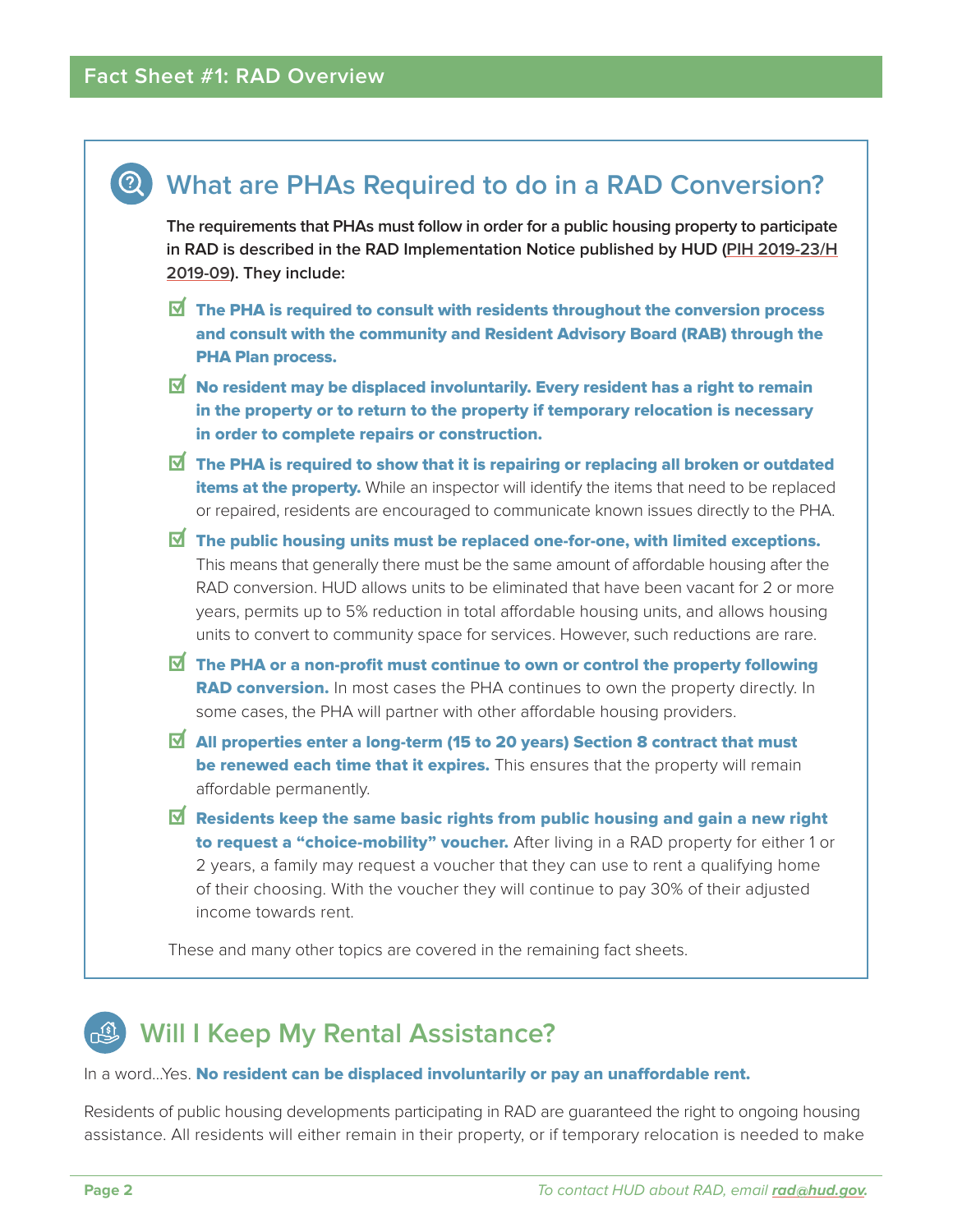## What are PHAs Required to do in a RAD Conversion?

**The requirements that PHAs must follow in order for a public housing property to participate in RAD is described in the RAD Implementation Notice published by HUD (PIH 2019-23/H 2019-09). They include:**

- ☑ **The PHA is required to consult with residents throughout the conversion process and consult with the community and Resident Advisory Board (RAB) through the PHA Plan process.**
- ☑ **No resident may be displaced involuntarily. Every resident has a right to remain in the property or to return to the property if temporary relocation is necessary in order to complete repairs or construction.**
- ☑ **The PHA is required to show that it is repairing or replacing all broken or outdated items at the property.** While an inspector will identify the items that need to be replaced or repaired, residents are encouraged to communicate known issues directly to the PHA.
- ☑ **The public housing units must be replaced one-for-one, with limited exceptions.** This means that generally there must be the same amount of affordable housing after the RAD conversion. HUD allows units to be eliminated that have been vacant for 2 or more years, permits up to 5% reduction in total affordable housing units, and allows housing units to convert to community space for services. However, such reductions are rare.
- ☑ **The PHA or a non-profit must continue to own or control the property following RAD conversion.** In most cases the PHA continues to own the property directly. In some cases, the PHA will partner with other affordable housing providers.
- ☑ **All properties enter a long-term (15 to 20 years) Section 8 contract that must be renewed each time that it expires.** This ensures that the property will remain affordable permanently.
- ☑ **Residents keep the same basic rights from public housing and gain a new right to request a "choice-mobility" voucher.** After living in a RAD property for either 1 or 2 years, a family may request a voucher that they can use to rent a qualifying home of their choosing. With the voucher they will continue to pay 30% of their adjusted income towards rent.

These and many other topics are covered in the remaining fact sheets.

## Will I Keep My Rental Assistance?

In a word...Yes. **No resident can be displaced involuntarily or pay an unaffordable rent.**

Residents of public housing developments participating in RAD are guaranteed the right to ongoing housing assistance. All residents will either remain in their property, or if temporary relocation is needed to make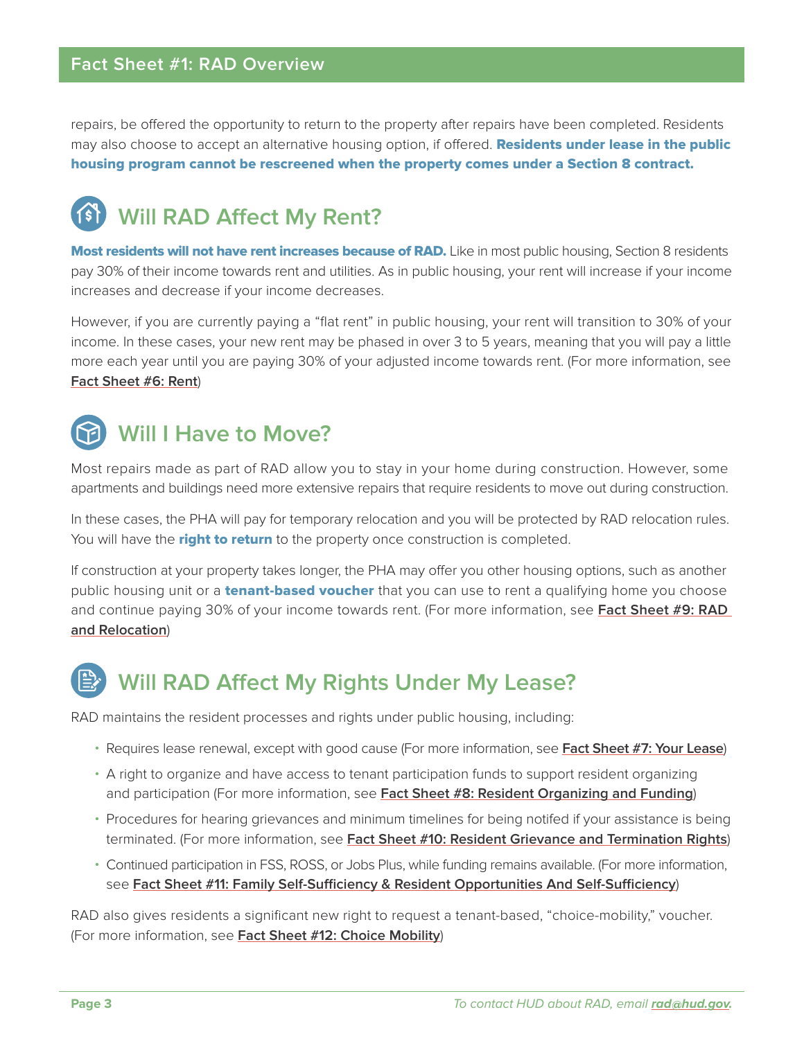repairs, be offered the opportunity to return to the property after repairs have been completed. Residents may also choose to accept an alternative housing option, if offered. **Residents under lease in the public housing program cannot be rescreened when the property comes under a Section 8 contract.**

## Will RAD Affect My Rent?

**Most residents will not have rent increases because of RAD.** Like in most public housing, Section 8 residents pay 30% of their income towards rent and utilities. As in public housing, your rent will increase if your income increases and decrease if your income decreases.

However, if you are currently paying a "flat rent" in public housing, your rent will transition to 30% of your income. In these cases, your new rent may be phased in over 3 to 5 years, meaning that you will pay a little more each year until you are paying 30% of your adjusted income towards rent. (For more information, see **Fact Sheet #6: Rent**)

## Will I Have to Move?

Most repairs made as part of RAD allow you to stay in your home during construction. However, some apartments and buildings need more extensive repairs that require residents to move out during construction.

In these cases, the PHA will pay for temporary relocation and you will be protected by RAD relocation rules. You will have the **right to return** to the property once construction is completed.

If construction at your property takes longer, the PHA may offer you other housing options, such as another public housing unit or a **tenant-based voucher** that you can use to rent a qualifying home you choose and continue paying 30% of your income towards rent. (For more information, see **Fact Sheet #9: RAD and Relocation**)

## Will RAD Affect My Rights Under My Lease?

RAD maintains the resident processes and rights under public housing, including:

- Requires lease renewal, except with good cause (For more information, see **Fact Sheet #7: Your Lease**)
- A right to organize and have access to tenant participation funds to support resident organizing and participation (For more information, see **Fact Sheet #8: Resident Organizing and Funding**)
- Procedures for hearing grievances and minimum timelines for being notifed if your assistance is being terminated. (For more information, see **Fact Sheet #10: Resident Grievance and Termination Rights**)
- Continued participation in FSS, ROSS, or Jobs Plus, while funding remains available. (For more information, see **Fact Sheet #11: Family Self-Sufficiency & Resident Opportunities And Self-Sufficiency**)

RAD also gives residents a significant new right to request a tenant-based, "choice-mobility," voucher. (For more information, see **Fact Sheet #12: Choice Mobility**)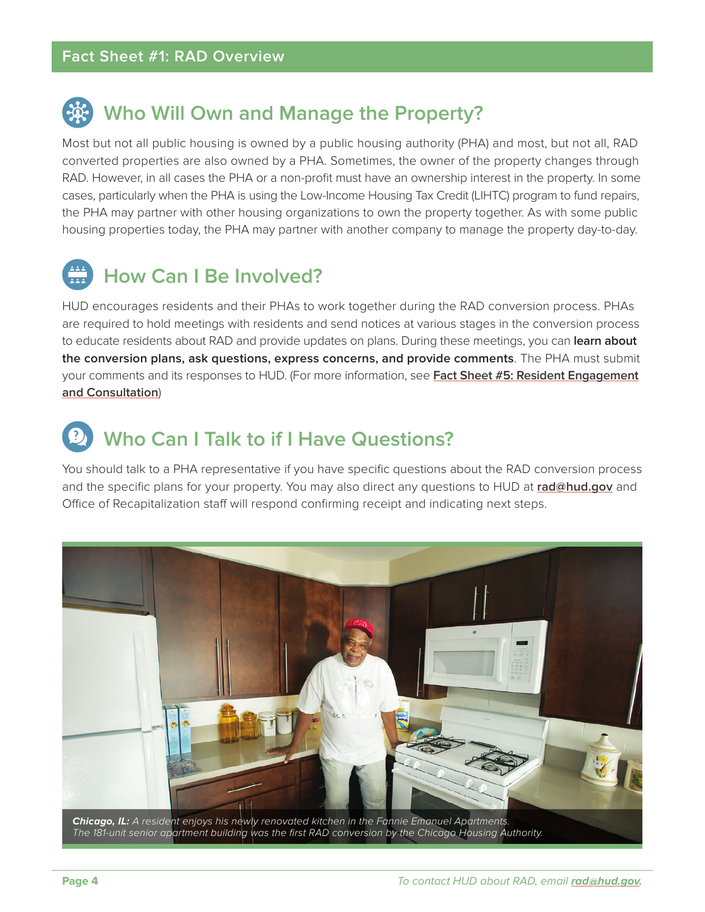## Who Will Own and Manage the Property?

Most but not all public housing is owned by a public housing authority (PHA) and most, but not all, RAD converted properties are also owned by a PHA. Sometimes, the owner of the property changes through RAD. However, in all cases the PHA or a non-profit must have an ownership interest in the property. In some cases, particularly when the PHA is using the Low-Income Housing Tax Credit (LIHTC) program to fund repairs, the PHA may partner with other housing organizations to own the property together. As with some public housing properties today, the PHA may partner with another company to manage the property day-to-day.

## How Can I Be Involved?

HUD encourages residents and their PHAs to work together during the RAD conversion process. PHAs are required to hold meetings with residents and send notices at various stages in the conversion process to educate residents about RAD and provide updates on plans. During these meetings, you can **learn about the conversion plans, ask questions, express concerns, and provide comments**. The PHA must submit your comments and its responses to HUD. (For more information, see **Fact Sheet #5: Resident Engagement and Consultation**)

## Who Can I Talk to if I Have Questions?

You should talk to a PHA representative if you have specific questions about the RAD conversion process and the specific plans for your property. You may also direct any questions to HUD at **rad@hud.gov** and Office of Recapitalization staff will respond confirming receipt and indicating next steps.

***Chicago, IL:*** *A resident enjoys his newly renovated kitchen in the Fannie Emanuel Apartments. The 181-unit senior apartment building was the first RAD conversion by the Chicago Housing Authority.*

*To contact HUD about RAD, email* ***rad@hud.gov.***